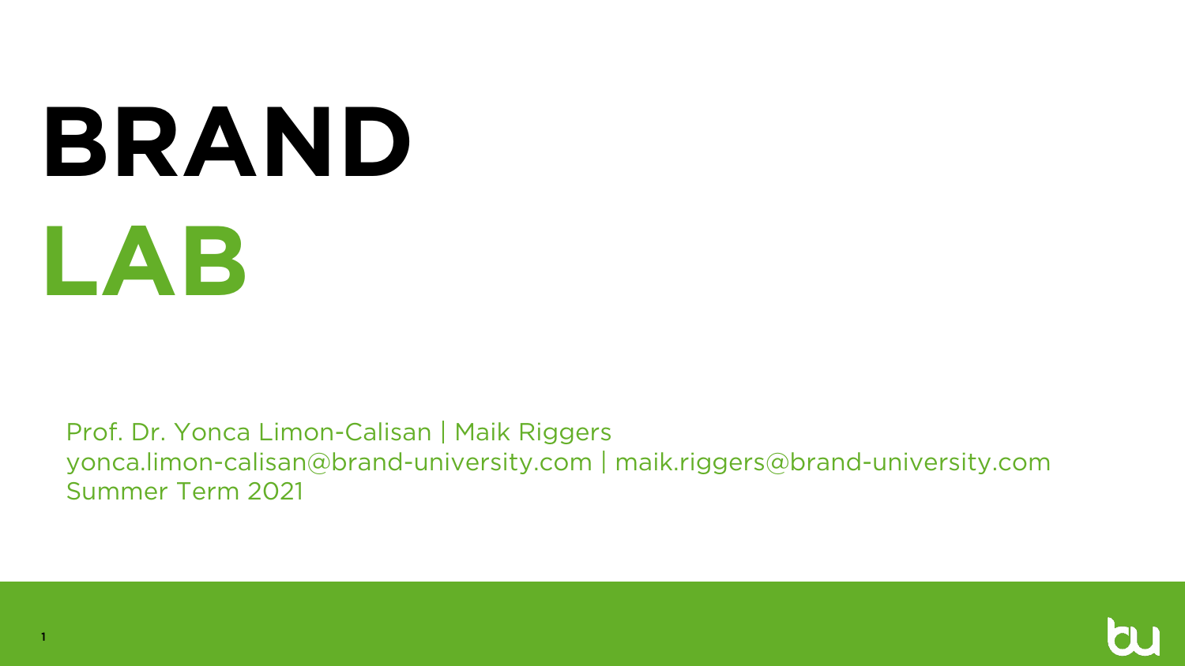# BRAND LAB

Prof. Dr. Yonca Limon-Calisan | Maik Riggers
yonca.limon-calisan@brand-university.com | maik.riggers@brand-university.com
Summer Term 2021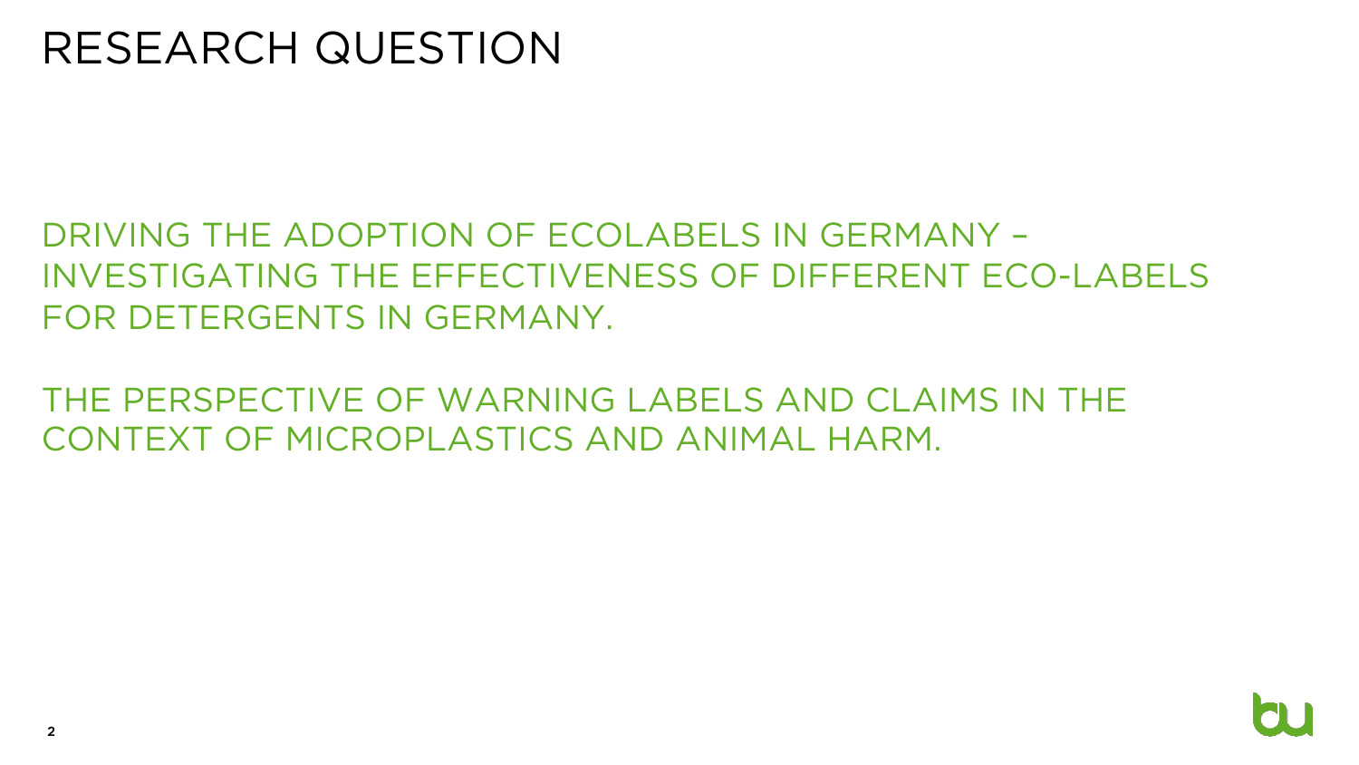# RESEARCH QUESTION

DRIVING THE ADOPTION OF ECOLABELS IN GERMANY – INVESTIGATING THE EFFECTIVENESS OF DIFFERENT ECO-LABELS FOR DETERGENTS IN GERMANY.

THE PERSPECTIVE OF WARNING LABELS AND CLAIMS IN THE CONTEXT OF MICROPLASTICS AND ANIMAL HARM.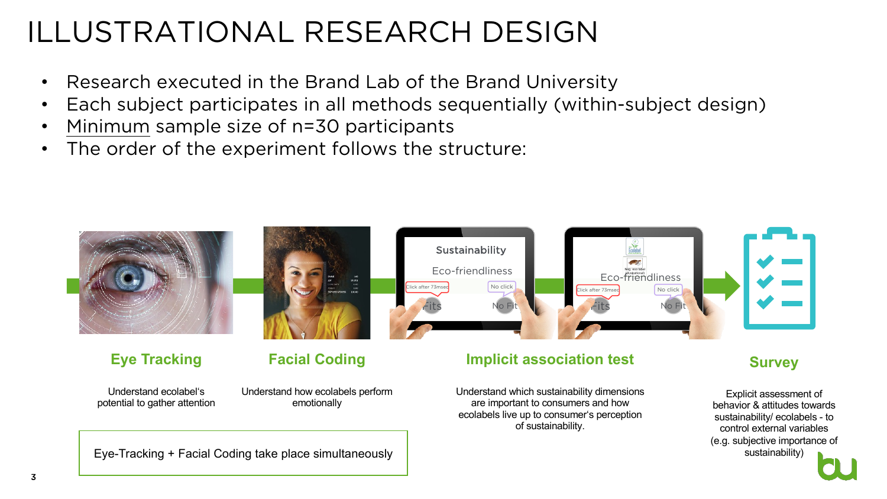# ILLUSTRATIONAL RESEARCH DESIGN

- Research executed in the Brand Lab of the Brand University
- Each subject participates in all methods sequentially (within-subject design)
- Minimum sample size of n=30 participants
- The order of the experiment follows the structure:

**Eye Tracking**

Understand ecolabel's potential to gather attention

**Facial Coding**

Understand how ecolabels perform emotionally

**Implicit association test**

Understand which sustainability dimensions are important to consumers and how ecolabels live up to consumer's perception of sustainability.

**Survey**

Explicit assessment of behavior & attitudes towards sustainability/ ecolabels - to control external variables (e.g. subjective importance of sustainability)

Eye-Tracking + Facial Coding take place simultaneously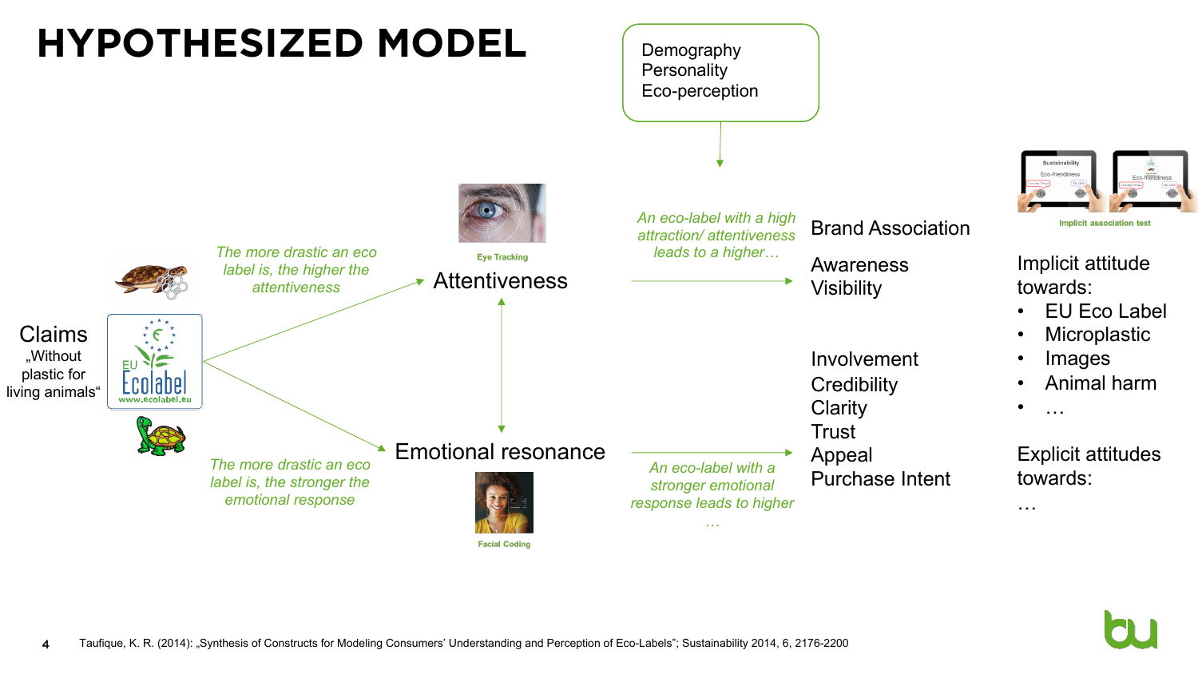# HYPOTHESIZED MODEL

Demography
Personality
Eco-perception

**Claims**
„Without plastic for living animals“

*The more drastic an eco label is, the higher the attentiveness*

Eye Tracking

**Attentiveness**

*The more drastic an eco label is, the stronger the emotional response*

**Emotional resonance**

Facial Coding

*An eco-label with a high attraction/ attentiveness leads to a higher…*

*An eco-label with a stronger emotional response leads to higher …*

Brand Association

Awareness
Visibility

Involvement
Credibility
Clarity
Trust
Appeal
Purchase Intent

Implicit association test

Implicit attitude towards:

- EU Eco Label
- Microplastic
- Images
- Animal harm
- …

Explicit attitudes towards:

…

Taufique, K. R. (2014): „Synthesis of Constructs for Modeling Consumers' Understanding and Perception of Eco-Labels"; Sustainability 2014, 6, 2176-2200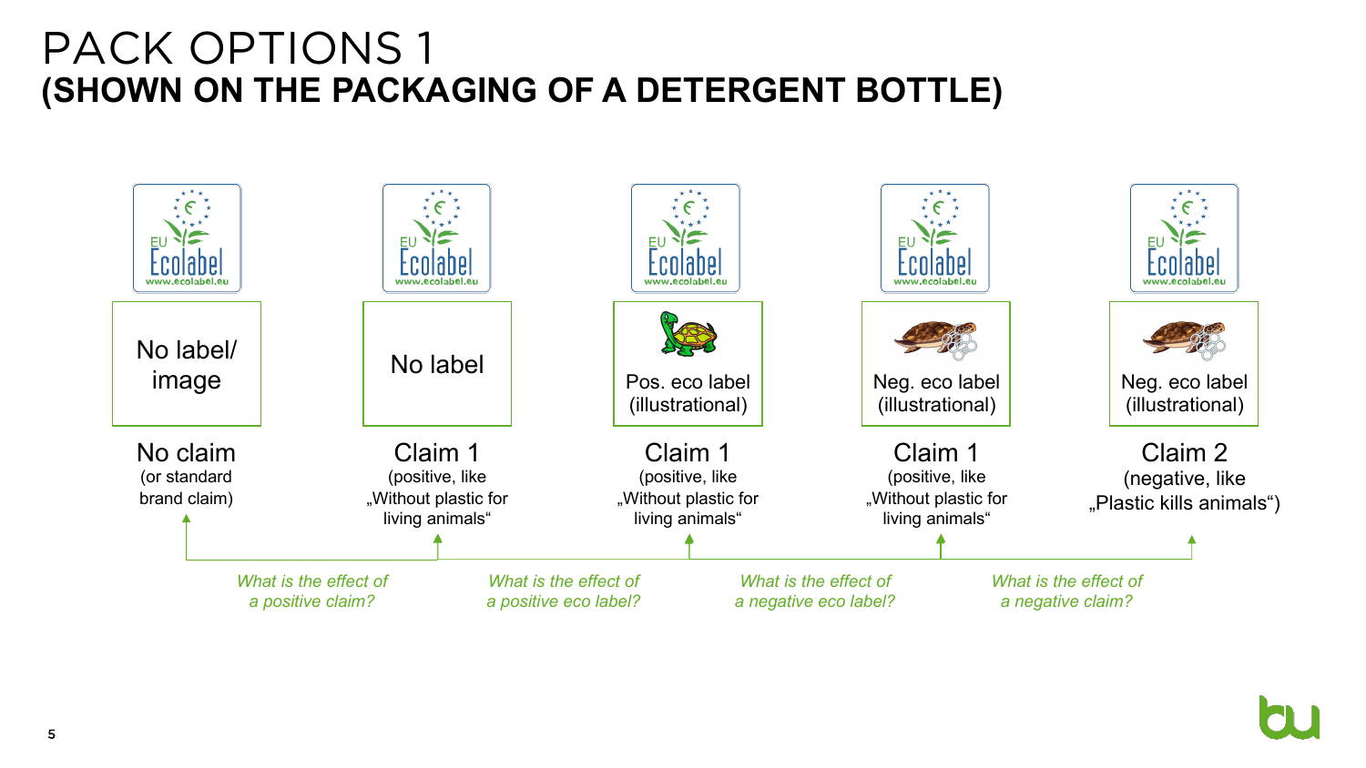# PACK OPTIONS 1
## (SHOWN ON THE PACKAGING OF A DETERGENT BOTTLE)

| EU Ecolabel | EU Ecolabel | EU Ecolabel | EU Ecolabel | EU Ecolabel |
| --- | --- | --- | --- | --- |
| No label/ image | No label | Pos. eco label (illustrational) | Neg. eco label (illustrational) | Neg. eco label (illustrational) |
| No claim (or standard brand claim) | Claim 1 (positive, like „Without plastic for living animals“ | Claim 1 (positive, like „Without plastic for living animals“ | Claim 1 (positive, like „Without plastic for living animals“ | Claim 2 (negative, like „Plastic kills animals“) |

*What is the effect of a positive claim?*

*What is the effect of a positive eco label?*

*What is the effect of a negative eco label?*

*What is the effect of a negative claim?*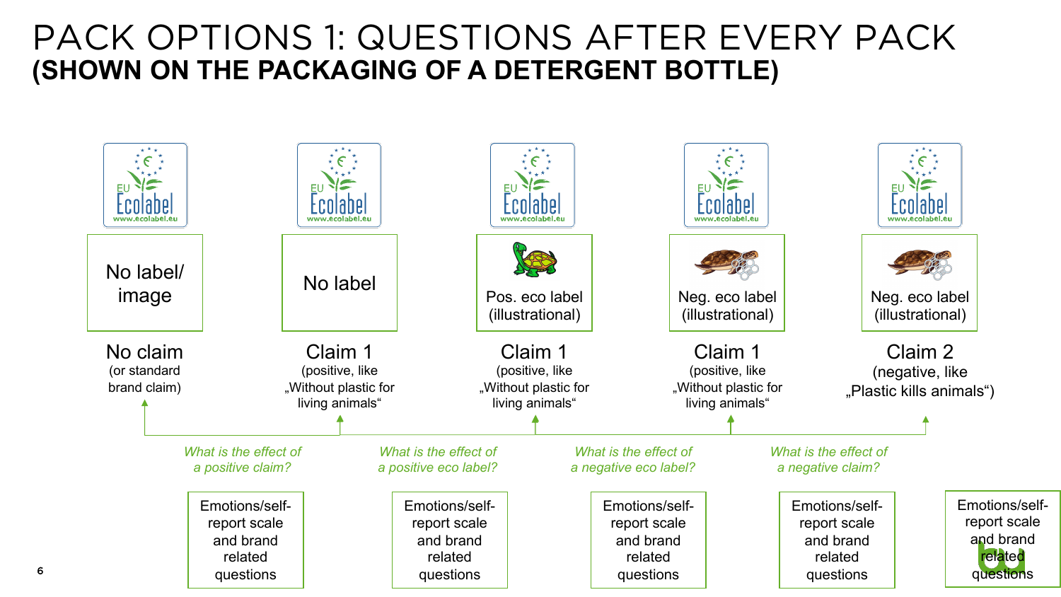# PACK OPTIONS 1: QUESTIONS AFTER EVERY PACK

## (SHOWN ON THE PACKAGING OF A DETERGENT BOTTLE)

| EU Ecolabel | EU Ecolabel | EU Ecolabel | EU Ecolabel | EU Ecolabel |
|---|---|---|---|---|
| No label/ image | No label | Pos. eco label (illustrational) | Neg. eco label (illustrational) | Neg. eco label (illustrational) |
| No claim (or standard brand claim) | Claim 1 (positive, like „Without plastic for living animals“ | Claim 1 (positive, like „Without plastic for living animals“ | Claim 1 (positive, like „Without plastic for living animals“ | Claim 2 (negative, like „Plastic kills animals“) |

*What is the effect of a positive claim?*

*What is the effect of a positive eco label?*

*What is the effect of a negative eco label?*

*What is the effect of a negative claim?*

Emotions/self-report scale and brand related questions

Emotions/self-report scale and brand related questions

Emotions/self-report scale and brand related questions

Emotions/self-report scale and brand related questions

Emotions/self-report scale and brand related questions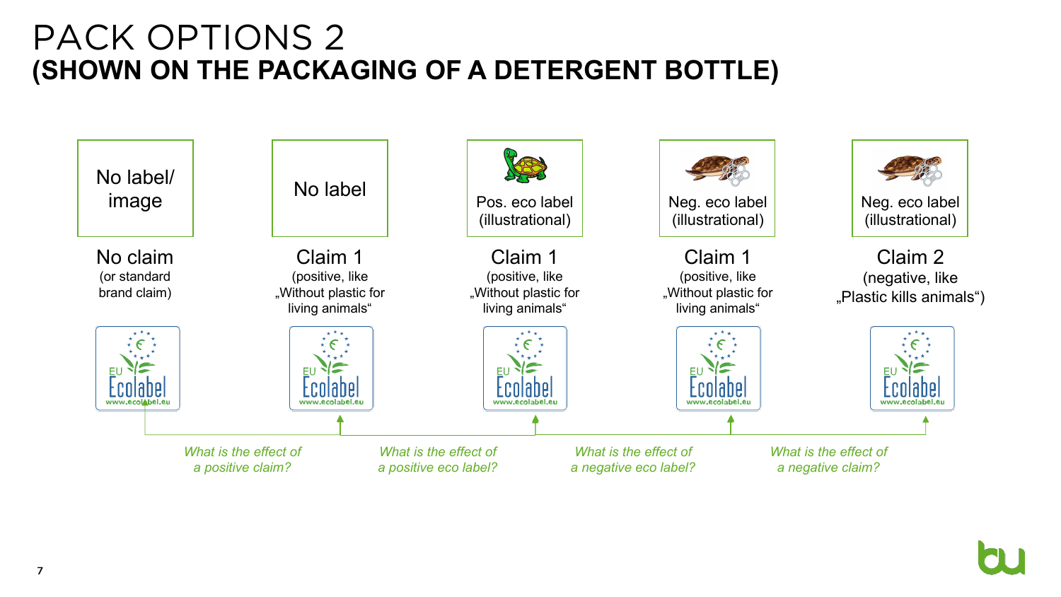# PACK OPTIONS 2

## (SHOWN ON THE PACKAGING OF A DETERGENT BOTTLE)

| No label/ image | No label | Pos. eco label (illustrational) | Neg. eco label (illustrational) | Neg. eco label (illustrational) |
|---|---|---|---|---|
| No claim (or standard brand claim) | Claim 1 (positive, like „Without plastic for living animals“ | Claim 1 (positive, like „Without plastic for living animals“ | Claim 1 (positive, like „Without plastic for living animals“ | Claim 2 (negative, like „Plastic kills animals“) |
| EU Ecolabel www.ecolabel.eu | EU Ecolabel www.ecolabel.eu | EU Ecolabel www.ecolabel.eu | EU Ecolabel www.ecolabel.eu | EU Ecolabel www.ecolabel.eu |

*What is the effect of a positive claim?*

*What is the effect of a positive eco label?*

*What is the effect of a negative eco label?*

*What is the effect of a negative claim?*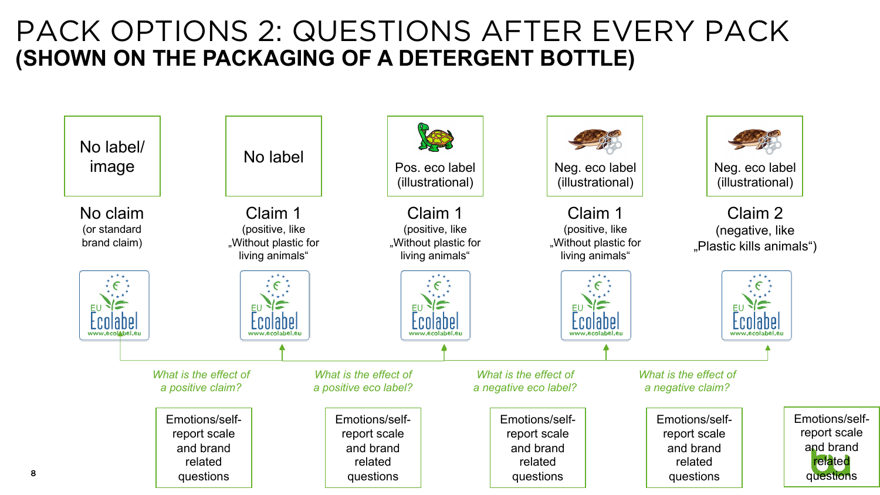# PACK OPTIONS 2: QUESTIONS AFTER EVERY PACK

## (SHOWN ON THE PACKAGING OF A DETERGENT BOTTLE)

No label/ image

No claim
(or standard brand claim)

No label

Claim 1
(positive, like „Without plastic for living animals“

Pos. eco label (illustrational)

Claim 1
(positive, like „Without plastic for living animals“

Neg. eco label (illustrational)

Claim 1
(positive, like „Without plastic for living animals“

Neg. eco label (illustrational)

Claim 2
(negative, like „Plastic kills animals“)

EU Ecolabel
www.ecolabel.eu

*What is the effect of a positive claim?*

*What is the effect of a positive eco label?*

*What is the effect of a negative eco label?*

*What is the effect of a negative claim?*

Emotions/self-report scale and brand related questions

Emotions/self-report scale and brand related questions

Emotions/self-report scale and brand related questions

Emotions/self-report scale and brand related questions

Emotions/self-report scale and brand related questions